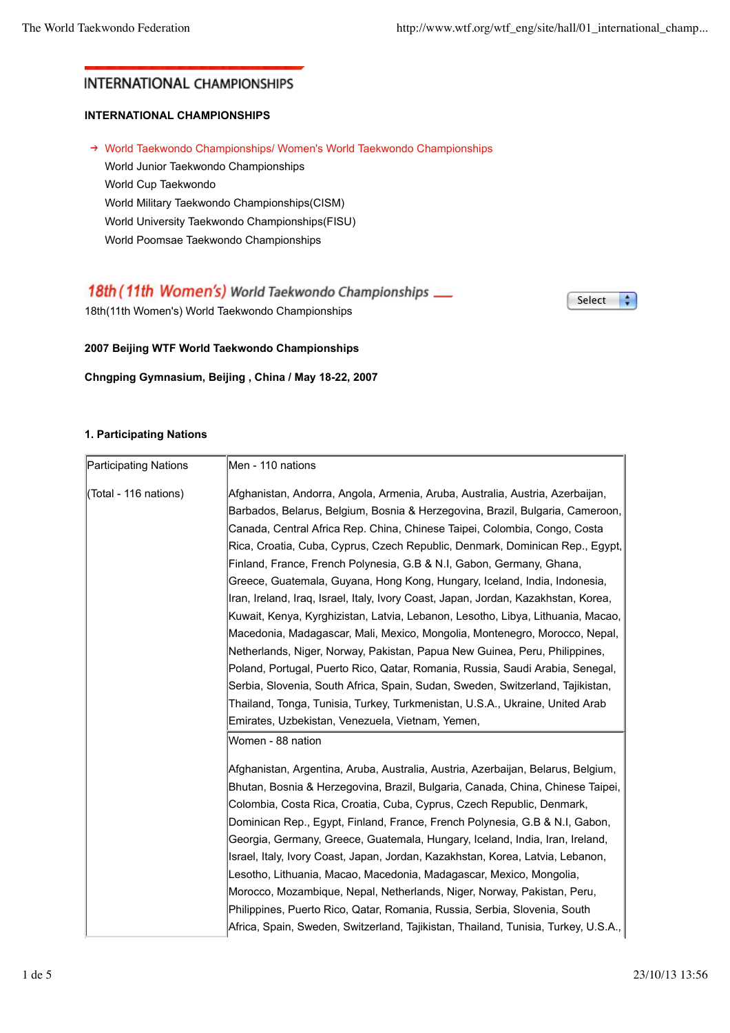# INTERNATIONAL CHAMPIONSHIPS

**INTERNATIONAL CHAMPIONSHIPS**

- ➔ World Taekwondo Championships/ Women's World Taekwondo Championships
- World Junior Taekwondo Championships
- World Cup Taekwondo
- World Military Taekwondo Championships(CISM)
- World University Taekwondo Championships(FISU)
- World Poomsae Taekwondo Championships

## 18th(11th Women's) World Taekwondo Championships

Select

18th(11th Women's) World Taekwondo Championships

**2007 Beijing WTF World Taekwondo Championships**

**Chngping Gymnasium, Beijing , China / May 18-22, 2007**

**1. Participating Nations**

| Participating Nations<br><br>(Total - 116 nations) | Men - 110 nations<br><br>Afghanistan, Andorra, Angola, Armenia, Aruba, Australia, Austria, Azerbaijan, Barbados, Belarus, Belgium, Bosnia & Herzegovina, Brazil, Bulgaria, Cameroon, Canada, Central Africa Rep. China, Chinese Taipei, Colombia, Congo, Costa Rica, Croatia, Cuba, Cyprus, Czech Republic, Denmark, Dominican Rep., Egypt, Finland, France, French Polynesia, G.B & N.I, Gabon, Germany, Ghana, Greece, Guatemala, Guyana, Hong Kong, Hungary, Iceland, India, Indonesia, Iran, Ireland, Iraq, Israel, Italy, Ivory Coast, Japan, Jordan, Kazakhstan, Korea, Kuwait, Kenya, Kyrghizistan, Latvia, Lebanon, Lesotho, Libya, Lithuania, Macao, Macedonia, Madagascar, Mali, Mexico, Mongolia, Montenegro, Morocco, Nepal, Netherlands, Niger, Norway, Pakistan, Papua New Guinea, Peru, Philippines, Poland, Portugal, Puerto Rico, Qatar, Romania, Russia, Saudi Arabia, Senegal, Serbia, Slovenia, South Africa, Spain, Sudan, Sweden, Switzerland, Tajikistan, Thailand, Tonga, Tunisia, Turkey, Turkmenistan, U.S.A., Ukraine, United Arab Emirates, Uzbekistan, Venezuela, Vietnam, Yemen, |
| --- | --- |
| | Women - 88 nation<br><br>Afghanistan, Argentina, Aruba, Australia, Austria, Azerbaijan, Belarus, Belgium, Bhutan, Bosnia & Herzegovina, Brazil, Bulgaria, Canada, China, Chinese Taipei, Colombia, Costa Rica, Croatia, Cuba, Cyprus, Czech Republic, Denmark, Dominican Rep., Egypt, Finland, France, French Polynesia, G.B & N.I, Gabon, Georgia, Germany, Greece, Guatemala, Hungary, Iceland, India, Iran, Ireland, Israel, Italy, Ivory Coast, Japan, Jordan, Kazakhstan, Korea, Latvia, Lebanon, Lesotho, Lithuania, Macao, Macedonia, Madagascar, Mexico, Mongolia, Morocco, Mozambique, Nepal, Netherlands, Niger, Norway, Pakistan, Peru, Philippines, Puerto Rico, Qatar, Romania, Russia, Serbia, Slovenia, South Africa, Spain, Sweden, Switzerland, Tajikistan, Thailand, Tunisia, Turkey, U.S.A., |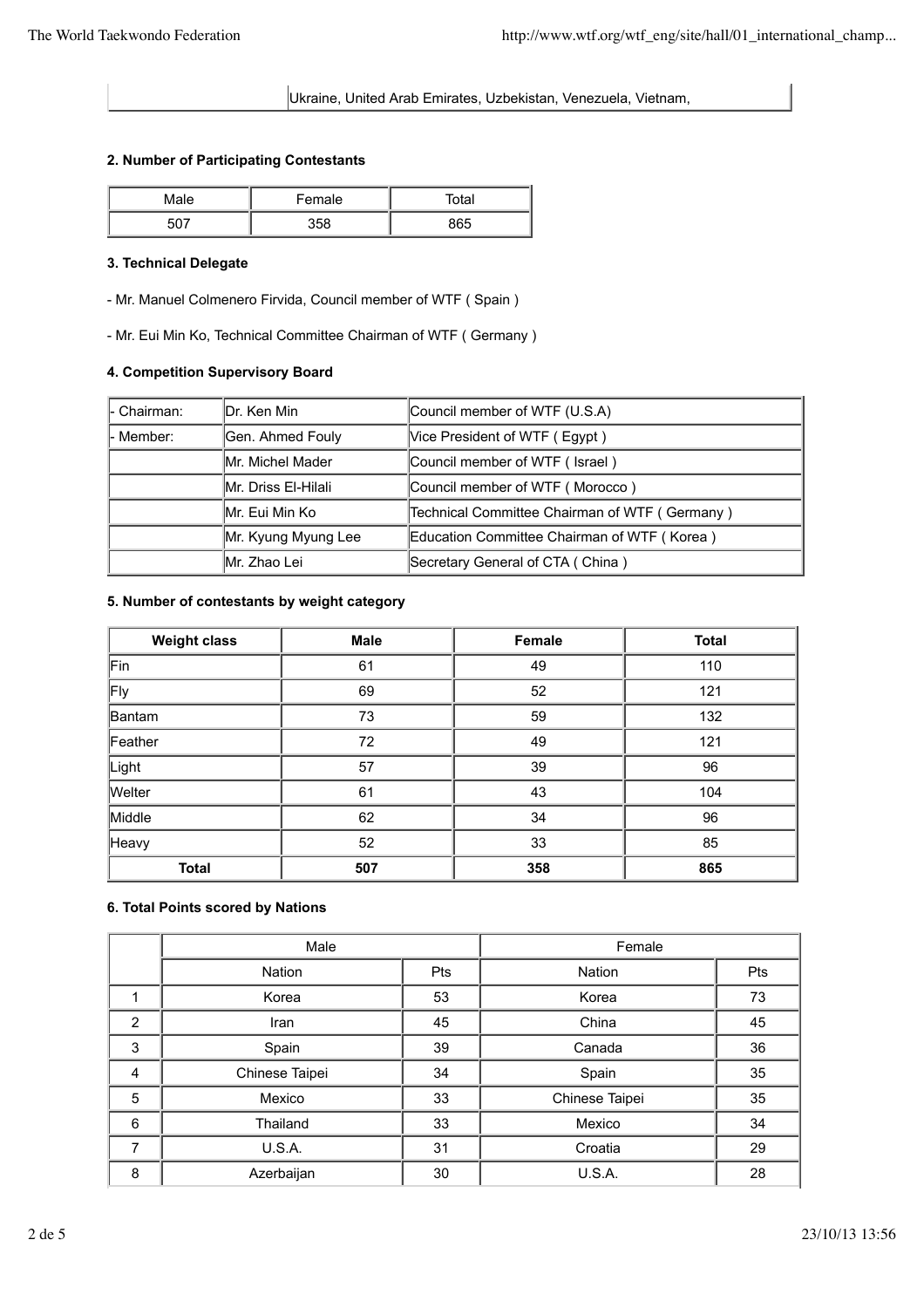| | Ukraine, United Arab Emirates, Uzbekistan, Venezuela, Vietnam, |
|---|---|

**2. Number of Participating Contestants**

| Male | Female | Total |
|---|---|---|
| 507 | 358 | 865 |

**3. Technical Delegate**

- Mr. Manuel Colmenero Firvida, Council member of WTF ( Spain )

- Mr. Eui Min Ko, Technical Committee Chairman of WTF ( Germany )

**4. Competition Supervisory Board**

| | | |
|---|---|---|
| - Chairman: | Dr. Ken Min | Council member of WTF (U.S.A) |
| - Member: | Gen. Ahmed Fouly | Vice President of WTF ( Egypt ) |
| | Mr. Michel Mader | Council member of WTF ( Israel ) |
| | Mr. Driss El-Hilali | Council member of WTF ( Morocco ) |
| | Mr. Eui Min Ko | Technical Committee Chairman of WTF ( Germany ) |
| | Mr. Kyung Myung Lee | Education Committee Chairman of WTF ( Korea ) |
| | Mr. Zhao Lei | Secretary General of CTA ( China ) |

**5. Number of contestants by weight category**

| Weight class | Male | Female | Total |
|---|---|---|---|
| Fin | 61 | 49 | 110 |
| Fly | 69 | 52 | 121 |
| Bantam | 73 | 59 | 132 |
| Feather | 72 | 49 | 121 |
| Light | 57 | 39 | 96 |
| Welter | 61 | 43 | 104 |
| Middle | 62 | 34 | 96 |
| Heavy | 52 | 33 | 85 |
| **Total** | **507** | **358** | **865** |

**6. Total Points scored by Nations**

| | Male | | Female | |
|---|---|---|---|---|
| | Nation | Pts | Nation | Pts |
| 1 | Korea | 53 | Korea | 73 |
| 2 | Iran | 45 | China | 45 |
| 3 | Spain | 39 | Canada | 36 |
| 4 | Chinese Taipei | 34 | Spain | 35 |
| 5 | Mexico | 33 | Chinese Taipei | 35 |
| 6 | Thailand | 33 | Mexico | 34 |
| 7 | U.S.A. | 31 | Croatia | 29 |
| 8 | Azerbaijan | 30 | U.S.A. | 28 |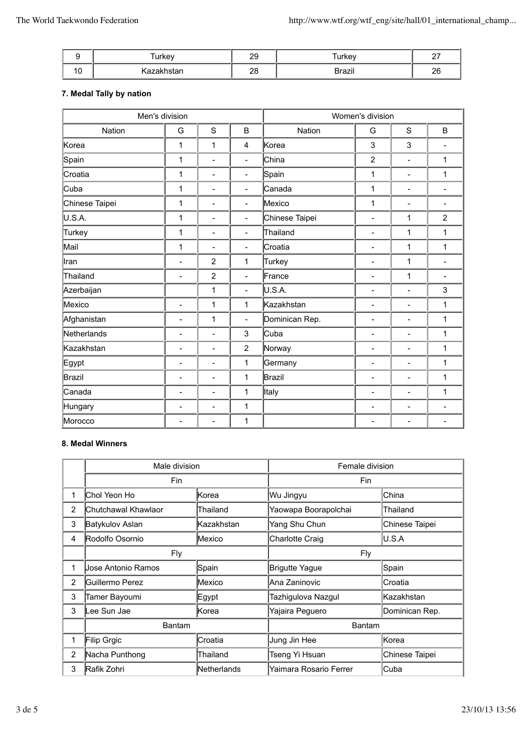| 9 | Turkey | 29 | Turkey | 27 |
|---|---|---|---|---|
| 10 | Kazakhstan | 28 | Brazil | 26 |

#### 7. Medal Tally by nation

| Men's division | | | | Women's division | | | |
|---|---|---|---|---|---|---|---|
| Nation | G | S | B | Nation | G | S | B |
| Korea | 1 | 1 | 4 | Korea | 3 | 3 | - |
| Spain | 1 | - | - | China | 2 | - | 1 |
| Croatia | 1 | - | - | Spain | 1 | - | 1 |
| Cuba | 1 | - | - | Canada | 1 | - | - |
| Chinese Taipei | 1 | - | - | Mexico | 1 | - | - |
| U.S.A. | 1 | - | - | Chinese Taipei | - | 1 | 2 |
| Turkey | 1 | - | - | Thailand | - | 1 | 1 |
| Mail | 1 | - | - | Croatia | - | 1 | 1 |
| Iran | - | 2 | 1 | Turkey | - | 1 | - |
| Thailand | - | 2 | - | France | - | 1 | - |
| Azerbaijan | | 1 | - | U.S.A. | - | - | 3 |
| Mexico | - | 1 | 1 | Kazakhstan | - | - | 1 |
| Afghanistan | - | 1 | - | Dominican Rep. | - | - | 1 |
| Netherlands | - | - | 3 | Cuba | - | - | 1 |
| Kazakhstan | - | - | 2 | Norway | - | - | 1 |
| Egypt | - | - | 1 | Germany | - | - | 1 |
| Brazil | - | - | 1 | Brazil | - | - | 1 |
| Canada | - | - | 1 | Italy | - | - | 1 |
| Hungary | - | - | 1 | | - | - | - |
| Morocco | - | - | 1 | | - | - | - |

#### 8. Medal Winners

| | Male division | | Female division | |
|---|---|---|---|---|
| | Fin | | Fin | |
| 1 | Chol Yeon Ho | Korea | Wu Jingyu | China |
| 2 | Chutchawal Khawlaor | Thailand | Yaowapa Boorapolchai | Thailand |
| 3 | Batykulov Aslan | Kazakhstan | Yang Shu Chun | Chinese Taipei |
| 4 | Rodolfo Osornio | Mexico | Charlotte Craig | U.S.A |
| | Fly | | Fly | |
| 1 | Jose Antonio Ramos | Spain | Brigutte Yague | Spain |
| 2 | Guillermo Perez | Mexico | Ana Zaninovic | Croatia |
| 3 | Tamer Bayoumi | Egypt | Tazhigulova Nazgul | Kazakhstan |
| 3 | Lee Sun Jae | Korea | Yajaira Peguero | Dominican Rep. |
| | Bantam | | Bantam | |
| 1 | Filip Grgic | Croatia | Jung Jin Hee | Korea |
| 2 | Nacha Punthong | Thailand | Tseng Yi Hsuan | Chinese Taipei |
| 3 | Rafik Zohri | Netherlands | Yaimara Rosario Ferrer | Cuba |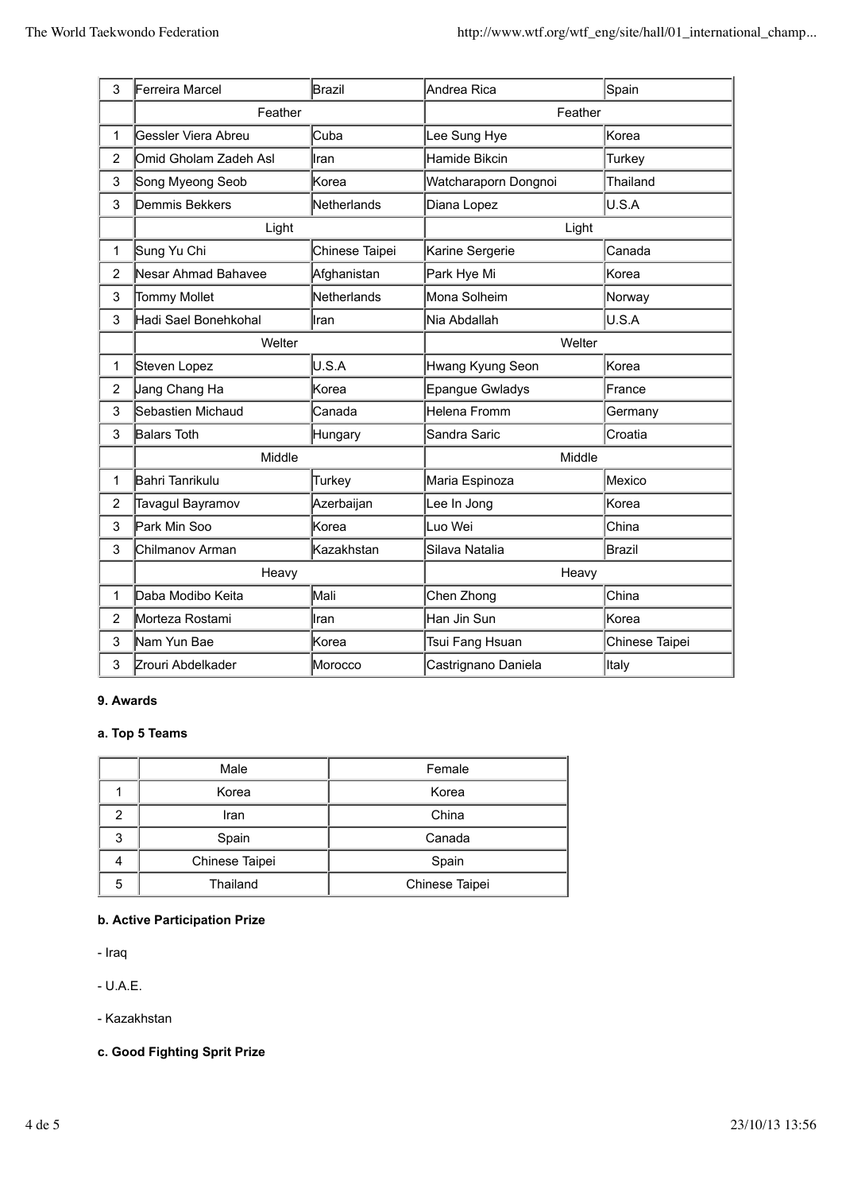| | | | | |
|---|---|---|---|---|
| 3 | Ferreira Marcel | Brazil | Andrea Rica | Spain |
| | Feather | | Feather | |
| 1 | Gessler Viera Abreu | Cuba | Lee Sung Hye | Korea |
| 2 | Omid Gholam Zadeh Asl | Iran | Hamide Bikcin | Turkey |
| 3 | Song Myeong Seob | Korea | Watcharaporn Dongnoi | Thailand |
| 3 | Demmis Bekkers | Netherlands | Diana Lopez | U.S.A |
| | Light | | Light | |
| 1 | Sung Yu Chi | Chinese Taipei | Karine Sergerie | Canada |
| 2 | Nesar Ahmad Bahavee | Afghanistan | Park Hye Mi | Korea |
| 3 | Tommy Mollet | Netherlands | Mona Solheim | Norway |
| 3 | Hadi Sael Bonehkohal | Iran | Nia Abdallah | U.S.A |
| | Welter | | Welter | |
| 1 | Steven Lopez | U.S.A | Hwang Kyung Seon | Korea |
| 2 | Jang Chang Ha | Korea | Epangue Gwladys | France |
| 3 | Sebastien Michaud | Canada | Helena Fromm | Germany |
| 3 | Balars Toth | Hungary | Sandra Saric | Croatia |
| | Middle | | Middle | |
| 1 | Bahri Tanrikulu | Turkey | Maria Espinoza | Mexico |
| 2 | Tavagul Bayramov | Azerbaijan | Lee In Jong | Korea |
| 3 | Park Min Soo | Korea | Luo Wei | China |
| 3 | Chilmanov Arman | Kazakhstan | Silava Natalia | Brazil |
| | Heavy | | Heavy | |
| 1 | Daba Modibo Keita | Mali | Chen Zhong | China |
| 2 | Morteza Rostami | Iran | Han Jin Sun | Korea |
| 3 | Nam Yun Bae | Korea | Tsui Fang Hsuan | Chinese Taipei |
| 3 | Zrouri Abdelkader | Morocco | Castrignano Daniela | Italy |

**9. Awards**

**a. Top 5 Teams**

| | Male | Female |
|---|---|---|
| 1 | Korea | Korea |
| 2 | Iran | China |
| 3 | Spain | Canada |
| 4 | Chinese Taipei | Spain |
| 5 | Thailand | Chinese Taipei |

**b. Active Participation Prize**

- Iraq

- U.A.E.

- Kazakhstan

**c. Good Fighting Sprit Prize**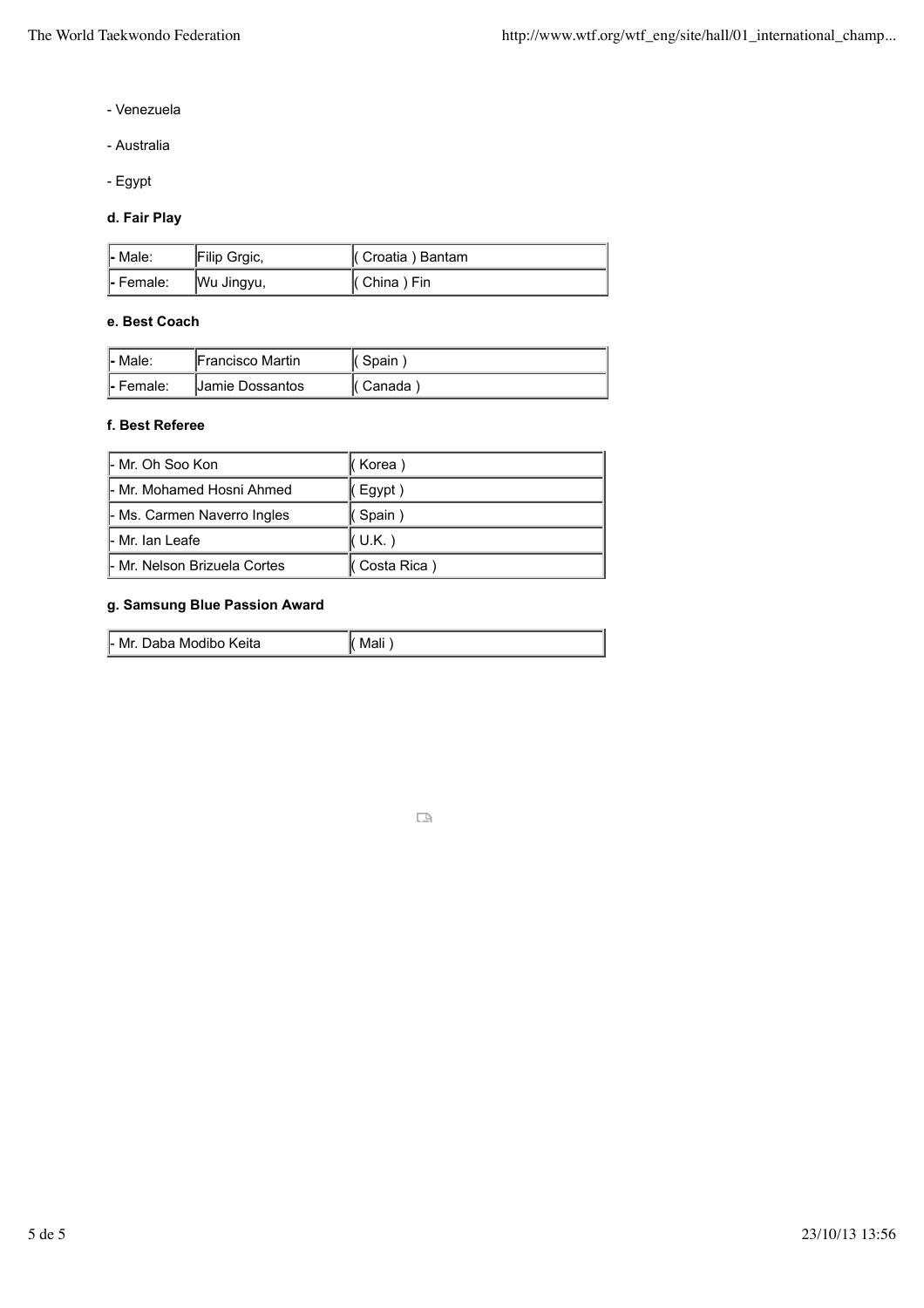- Venezuela

- Australia

- Egypt

#### d. Fair Play

| | | |
|---|---|---|
| - Male: | Filip Grgic, | ( Croatia ) Bantam |
| - Female: | Wu Jingyu, | ( China ) Fin |

#### e. Best Coach

| | | |
|---|---|---|
| - Male: | Francisco Martin | ( Spain ) |
| - Female: | Jamie Dossantos | ( Canada ) |

#### f. Best Referee

| | |
|---|---|
| - Mr. Oh Soo Kon | ( Korea ) |
| - Mr. Mohamed Hosni Ahmed | ( Egypt ) |
| - Ms. Carmen Naverro Ingles | ( Spain ) |
| - Mr. Ian Leafe | ( U.K. ) |
| - Mr. Nelson Brizuela Cortes | ( Costa Rica ) |

#### g. Samsung Blue Passion Award

| | |
|---|---|
| - Mr. Daba Modibo Keita | ( Mali ) |